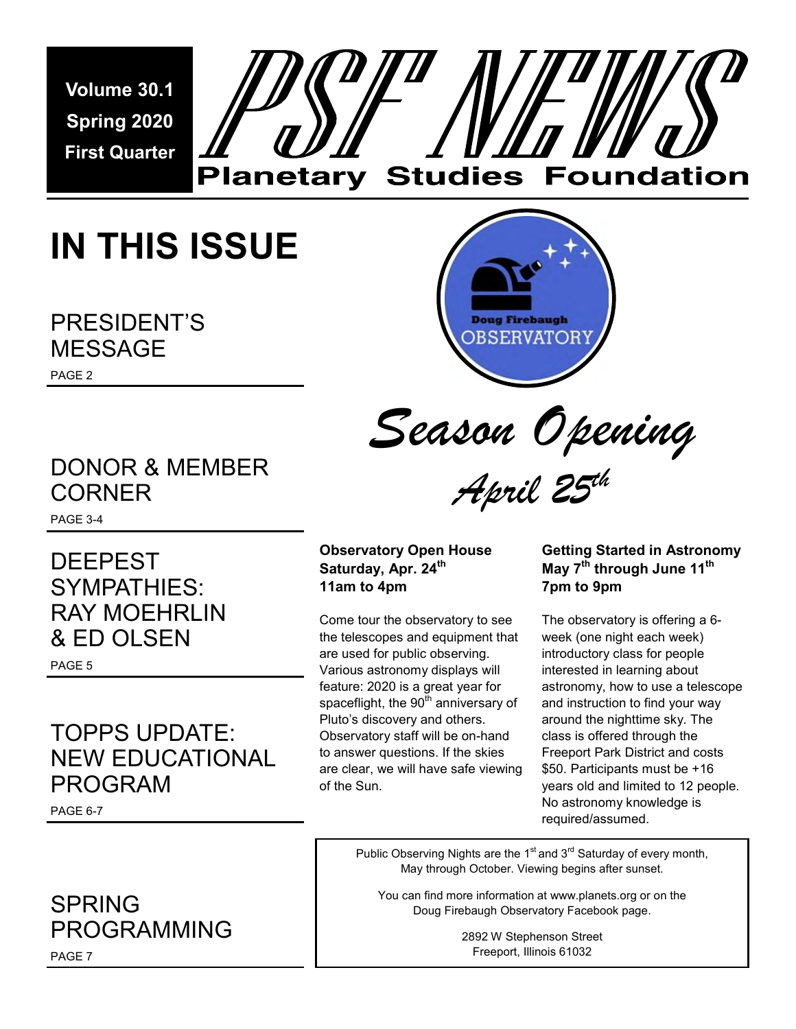Volume 30.1
Spring 2020
First Quarter

# PSF NEWS

## Planetary Studies Foundation

# IN THIS ISSUE

PRESIDENT'S MESSAGE
PAGE 2

DONOR & MEMBER CORNER
PAGE 3-4

DEEPEST SYMPATHIES: RAY MOEHRLIN & ED OLSEN
PAGE 5

TOPPS UPDATE: NEW EDUCATIONAL PROGRAM
PAGE 6-7

SPRING PROGRAMMING
PAGE 7

Doug Firebaugh OBSERVATORY

# *Season Opening*

## *April 25th*

**Observatory Open House**
**Saturday, Apr. 24th**
**11am to 4pm**

Come tour the observatory to see the telescopes and equipment that are used for public observing. Various astronomy displays will feature: 2020 is a great year for spaceflight, the 90th anniversary of Pluto's discovery and others. Observatory staff will be on-hand to answer questions. If the skies are clear, we will have safe viewing of the Sun.

**Getting Started in Astronomy**
**May 7th through June 11th**
**7pm to 9pm**

The observatory is offering a 6-week (one night each week) introductory class for people interested in learning about astronomy, how to use a telescope and instruction to find your way around the nighttime sky. The class is offered through the Freeport Park District and costs $50. Participants must be +16 years old and limited to 12 people. No astronomy knowledge is required/assumed.

Public Observing Nights are the 1st and 3rd Saturday of every month, May through October. Viewing begins after sunset.

You can find more information at www.planets.org or on the Doug Firebaugh Observatory Facebook page.

2892 W Stephenson Street
Freeport, Illinois 61032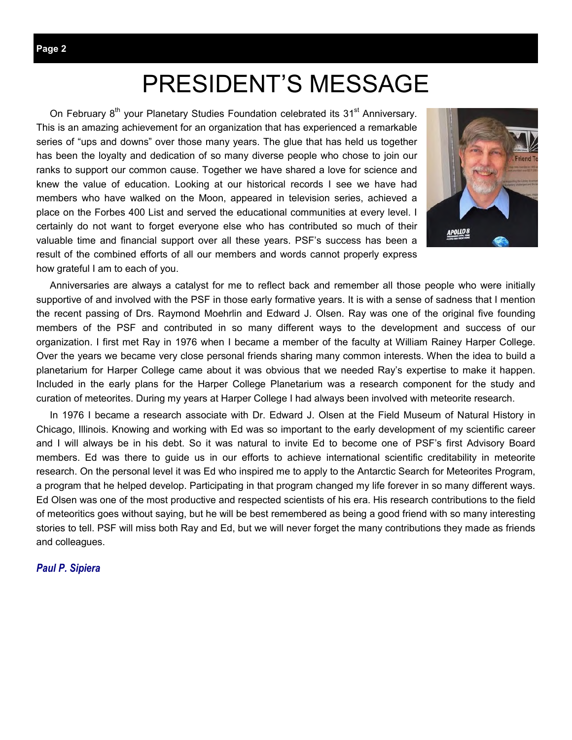# PRESIDENT'S MESSAGE

On February 8th your Planetary Studies Foundation celebrated its 31st Anniversary. This is an amazing achievement for an organization that has experienced a remarkable series of "ups and downs" over those many years. The glue that has held us together has been the loyalty and dedication of so many diverse people who chose to join our ranks to support our common cause. Together we have shared a love for science and knew the value of education. Looking at our historical records I see we have had members who have walked on the Moon, appeared in television series, achieved a place on the Forbes 400 List and served the educational communities at every level. I certainly do not want to forget everyone else who has contributed so much of their valuable time and financial support over all these years. PSF's success has been a result of the combined efforts of all our members and words cannot properly express how grateful I am to each of you.

Anniversaries are always a catalyst for me to reflect back and remember all those people who were initially supportive of and involved with the PSF in those early formative years. It is with a sense of sadness that I mention the recent passing of Drs. Raymond Moehrlin and Edward J. Olsen. Ray was one of the original five founding members of the PSF and contributed in so many different ways to the development and success of our organization. I first met Ray in 1976 when I became a member of the faculty at William Rainey Harper College. Over the years we became very close personal friends sharing many common interests. When the idea to build a planetarium for Harper College came about it was obvious that we needed Ray's expertise to make it happen. Included in the early plans for the Harper College Planetarium was a research component for the study and curation of meteorites. During my years at Harper College I had always been involved with meteorite research.

In 1976 I became a research associate with Dr. Edward J. Olsen at the Field Museum of Natural History in Chicago, Illinois. Knowing and working with Ed was so important to the early development of my scientific career and I will always be in his debt. So it was natural to invite Ed to become one of PSF's first Advisory Board members. Ed was there to guide us in our efforts to achieve international scientific creditability in meteorite research. On the personal level it was Ed who inspired me to apply to the Antarctic Search for Meteorites Program, a program that he helped develop. Participating in that program changed my life forever in so many different ways. Ed Olsen was one of the most productive and respected scientists of his era. His research contributions to the field of meteoritics goes without saying, but he will be best remembered as being a good friend with so many interesting stories to tell. PSF will miss both Ray and Ed, but we will never forget the many contributions they made as friends and colleagues.

***Paul P. Sipiera***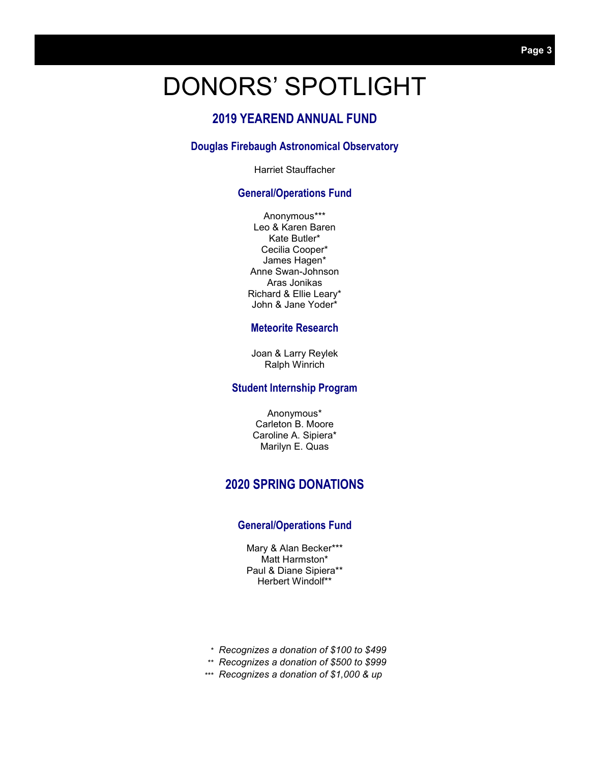# DONORS' SPOTLIGHT

## 2019 YEAREND ANNUAL FUND

### Douglas Firebaugh Astronomical Observatory

Harriet Stauffacher

### General/Operations Fund

Anonymous***
Leo & Karen Baren
Kate Butler*
Cecilia Cooper*
James Hagen*
Anne Swan-Johnson
Aras Jonikas
Richard & Ellie Leary*
John & Jane Yoder*

### Meteorite Research

Joan & Larry Reylek
Ralph Winrich

### Student Internship Program

Anonymous*
Carleton B. Moore
Caroline A. Sipiera*
Marilyn E. Quas

## 2020 SPRING DONATIONS

### General/Operations Fund

Mary & Alan Becker***
Matt Harmston*
Paul & Diane Sipiera**
Herbert Windolf**

*\* Recognizes a donation of $100 to $499*
*\*\* Recognizes a donation of $500 to $999*
*\*\*\* Recognizes a donation of $1,000 & up*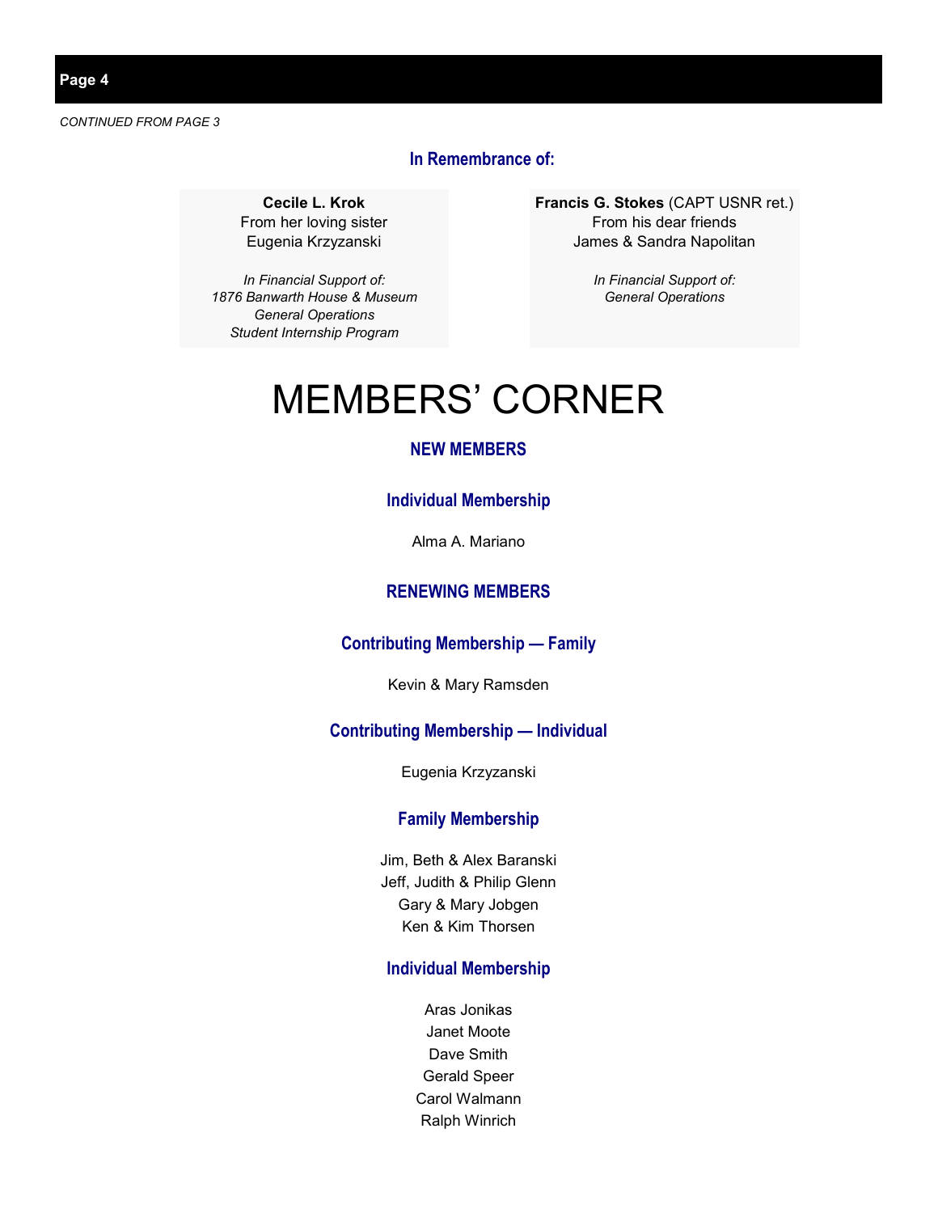*CONTINUED FROM PAGE 3*

### In Remembrance of:

**Cecile L. Krok**
From her loving sister
Eugenia Krzyzanski

*In Financial Support of:*
*1876 Banwarth House & Museum*
*General Operations*
*Student Internship Program*

**Francis G. Stokes** (CAPT USNR ret.)
From his dear friends
James & Sandra Napolitan

*In Financial Support of:*
*General Operations*

# MEMBERS' CORNER

## NEW MEMBERS

### Individual Membership

Alma A. Mariano

## RENEWING MEMBERS

### Contributing Membership — Family

Kevin & Mary Ramsden

### Contributing Membership — Individual

Eugenia Krzyzanski

### Family Membership

Jim, Beth & Alex Baranski
Jeff, Judith & Philip Glenn
Gary & Mary Jobgen
Ken & Kim Thorsen

### Individual Membership

Aras Jonikas
Janet Moote
Dave Smith
Gerald Speer
Carol Walmann
Ralph Winrich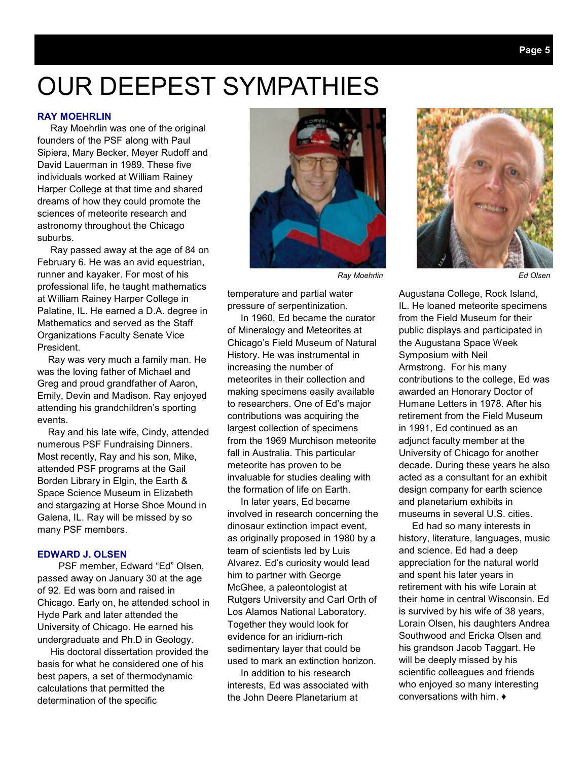# OUR DEEPEST SYMPATHIES

### RAY MOEHRLIN

Ray Moehrlin was one of the original founders of the PSF along with Paul Sipiera, Mary Becker, Meyer Rudoff and David Lauerman in 1989. These five individuals worked at William Rainey Harper College at that time and shared dreams of how they could promote the sciences of meteorite research and astronomy throughout the Chicago suburbs.

Ray passed away at the age of 84 on February 6. He was an avid equestrian, runner and kayaker. For most of his professional life, he taught mathematics at William Rainey Harper College in Palatine, IL. He earned a D.A. degree in Mathematics and served as the Staff Organizations Faculty Senate Vice President.

Ray was very much a family man. He was the loving father of Michael and Greg and proud grandfather of Aaron, Emily, Devin and Madison. Ray enjoyed attending his grandchildren's sporting events.

Ray and his late wife, Cindy, attended numerous PSF Fundraising Dinners. Most recently, Ray and his son, Mike, attended PSF programs at the Gail Borden Library in Elgin, the Earth & Space Science Museum in Elizabeth and stargazing at Horse Shoe Mound in Galena, IL. Ray will be missed by so many PSF members.

*Ray Moehrlin*

### EDWARD J. OLSEN

PSF member, Edward "Ed" Olsen, passed away on January 30 at the age of 92. Ed was born and raised in Chicago. Early on, he attended school in Hyde Park and later attended the University of Chicago. He earned his undergraduate and Ph.D in Geology.

His doctoral dissertation provided the basis for what he considered one of his best papers, a set of thermodynamic calculations that permitted the determination of the specific temperature and partial water pressure of serpentinization.

In 1960, Ed became the curator of Mineralogy and Meteorites at Chicago's Field Museum of Natural History. He was instrumental in increasing the number of meteorites in their collection and making specimens easily available to researchers. One of Ed's major contributions was acquiring the largest collection of specimens from the 1969 Murchison meteorite fall in Australia. This particular meteorite has proven to be invaluable for studies dealing with the formation of life on Earth.

In later years, Ed became involved in research concerning the dinosaur extinction impact event, as originally proposed in 1980 by a team of scientists led by Luis Alvarez. Ed's curiosity would lead him to partner with George McGhee, a paleontologist at Rutgers University and Carl Orth of Los Alamos National Laboratory. Together they would look for evidence for an iridium-rich sedimentary layer that could be used to mark an extinction horizon.

In addition to his research interests, Ed was associated with the John Deere Planetarium at Augustana College, Rock Island, IL. He loaned meteorite specimens from the Field Museum for their public displays and participated in the Augustana Space Week Symposium with Neil Armstrong. For his many contributions to the college, Ed was awarded an Honorary Doctor of Humane Letters in 1978. After his retirement from the Field Museum in 1991, Ed continued as an adjunct faculty member at the University of Chicago for another decade. During these years he also acted as a consultant for an exhibit design company for earth science and planetarium exhibits in museums in several U.S. cities.

Ed had so many interests in history, literature, languages, music and science. Ed had a deep appreciation for the natural world and spent his later years in retirement with his wife Lorain at their home in central Wisconsin. Ed is survived by his wife of 38 years, Lorain Olsen, his daughters Andrea Southwood and Ericka Olsen and his grandson Jacob Taggart. He will be deeply missed by his scientific colleagues and friends who enjoyed so many interesting conversations with him. ♦

*Ed Olsen*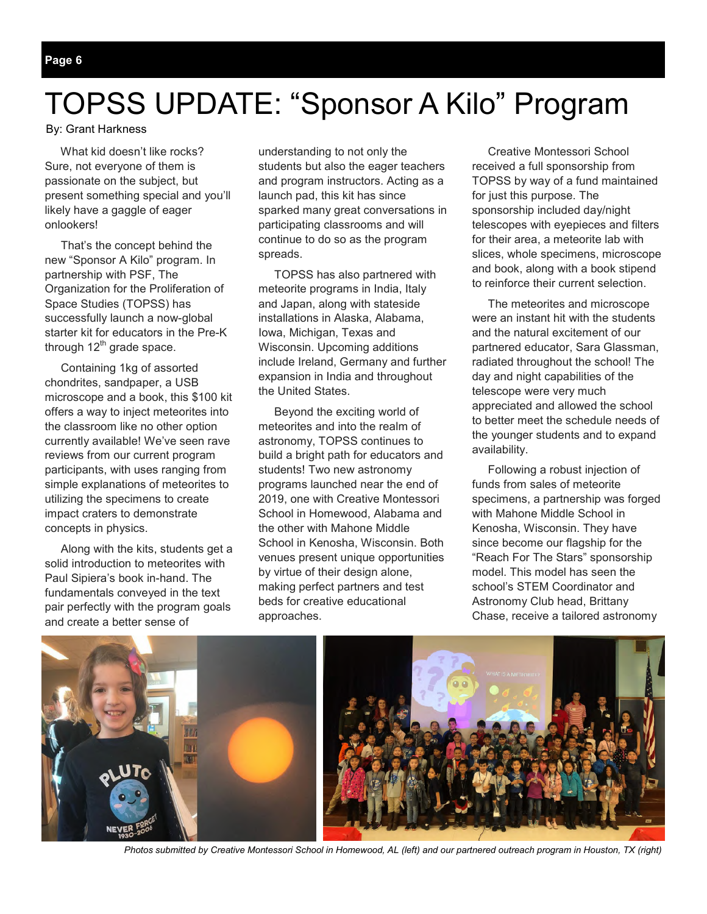# TOPSS UPDATE: "Sponsor A Kilo" Program

By: Grant Harkness

What kid doesn't like rocks? Sure, not everyone of them is passionate on the subject, but present something special and you'll likely have a gaggle of eager onlookers!

That's the concept behind the new "Sponsor A Kilo" program. In partnership with PSF, The Organization for the Proliferation of Space Studies (TOPSS) has successfully launch a now-global starter kit for educators in the Pre-K through 12th grade space.

Containing 1kg of assorted chondrites, sandpaper, a USB microscope and a book, this $100 kit offers a way to inject meteorites into the classroom like no other option currently available! We've seen rave reviews from our current program participants, with uses ranging from simple explanations of meteorites to utilizing the specimens to create impact craters to demonstrate concepts in physics.

Along with the kits, students get a solid introduction to meteorites with Paul Sipiera's book in-hand. The fundamentals conveyed in the text pair perfectly with the program goals and create a better sense of understanding to not only the students but also the eager teachers and program instructors. Acting as a launch pad, this kit has since sparked many great conversations in participating classrooms and will continue to do so as the program spreads.

TOPSS has also partnered with meteorite programs in India, Italy and Japan, along with stateside installations in Alaska, Alabama, Iowa, Michigan, Texas and Wisconsin. Upcoming additions include Ireland, Germany and further expansion in India and throughout the United States.

Beyond the exciting world of meteorites and into the realm of astronomy, TOPSS continues to build a bright path for educators and students! Two new astronomy programs launched near the end of 2019, one with Creative Montessori School in Homewood, Alabama and the other with Mahone Middle School in Kenosha, Wisconsin. Both venues present unique opportunities by virtue of their design alone, making perfect partners and test beds for creative educational approaches.

Creative Montessori School received a full sponsorship from TOPSS by way of a fund maintained for just this purpose. The sponsorship included day/night telescopes with eyepieces and filters for their area, a meteorite lab with slices, whole specimens, microscope and book, along with a book stipend to reinforce their current selection.

The meteorites and microscope were an instant hit with the students and the natural excitement of our partnered educator, Sara Glassman, radiated throughout the school! The day and night capabilities of the telescope were very much appreciated and allowed the school to better meet the schedule needs of the younger students and to expand availability.

Following a robust injection of funds from sales of meteorite specimens, a partnership was forged with Mahone Middle School in Kenosha, Wisconsin. They have since become our flagship for the "Reach For The Stars" sponsorship model. This model has seen the school's STEM Coordinator and Astronomy Club head, Brittany Chase, receive a tailored astronomy

*Photos submitted by Creative Montessori School in Homewood, AL (left) and our partnered outreach program in Houston, TX (right)*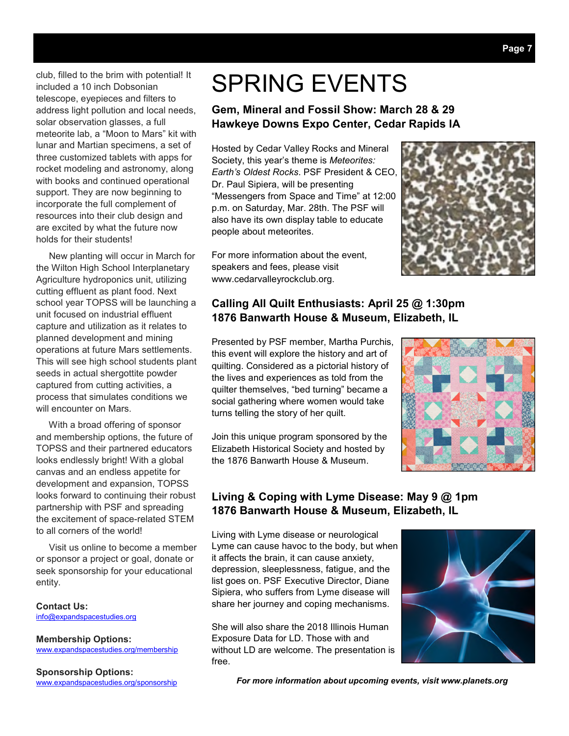club, filled to the brim with potential! It included a 10 inch Dobsonian telescope, eyepieces and filters to address light pollution and local needs, solar observation glasses, a full meteorite lab, a "Moon to Mars" kit with lunar and Martian specimens, a set of three customized tablets with apps for rocket modeling and astronomy, along with books and continued operational support. They are now beginning to incorporate the full complement of resources into their club design and are excited by what the future now holds for their students!

New planting will occur in March for the Wilton High School Interplanetary Agriculture hydroponics unit, utilizing cutting effluent as plant food. Next school year TOPSS will be launching a unit focused on industrial effluent capture and utilization as it relates to planned development and mining operations at future Mars settlements. This will see high school students plant seeds in actual shergottite powder captured from cutting activities, a process that simulates conditions we will encounter on Mars.

With a broad offering of sponsor and membership options, the future of TOPSS and their partnered educators looks endlessly bright! With a global canvas and an endless appetite for development and expansion, TOPSS looks forward to continuing their robust partnership with PSF and spreading the excitement of space-related STEM to all corners of the world!

Visit us online to become a member or sponsor a project or goal, donate or seek sponsorship for your educational entity.

**Contact Us:**
info@expandspacestudies.org

**Membership Options:**
www.expandspacestudies.org/membership

**Sponsorship Options:**
www.expandspacestudies.org/sponsorship

# SPRING EVENTS

### Gem, Mineral and Fossil Show: March 28 & 29
### Hawkeye Downs Expo Center, Cedar Rapids IA

Hosted by Cedar Valley Rocks and Mineral Society, this year's theme is *Meteorites: Earth's Oldest Rocks*. PSF President & CEO, Dr. Paul Sipiera, will be presenting "Messengers from Space and Time" at 12:00 p.m. on Saturday, Mar. 28th. The PSF will also have its own display table to educate people about meteorites.

For more information about the event, speakers and fees, please visit www.cedarvalleyrockclub.org.

### Calling All Quilt Enthusiasts: April 25 @ 1:30pm
### 1876 Banwarth House & Museum, Elizabeth, IL

Presented by PSF member, Martha Purchis, this event will explore the history and art of quilting. Considered as a pictorial history of the lives and experiences as told from the quilter themselves, "bed turning" became a social gathering where women would take turns telling the story of her quilt.

Join this unique program sponsored by the Elizabeth Historical Society and hosted by the 1876 Banwarth House & Museum.

### Living & Coping with Lyme Disease: May 9 @ 1pm
### 1876 Banwarth House & Museum, Elizabeth, IL

Living with Lyme disease or neurological Lyme can cause havoc to the body, but when it affects the brain, it can cause anxiety, depression, sleeplessness, fatigue, and the list goes on. PSF Executive Director, Diane Sipiera, who suffers from Lyme disease will share her journey and coping mechanisms.

She will also share the 2018 Illinois Human Exposure Data for LD. Those with and without LD are welcome. The presentation is free.

***For more information about upcoming events, visit www.planets.org***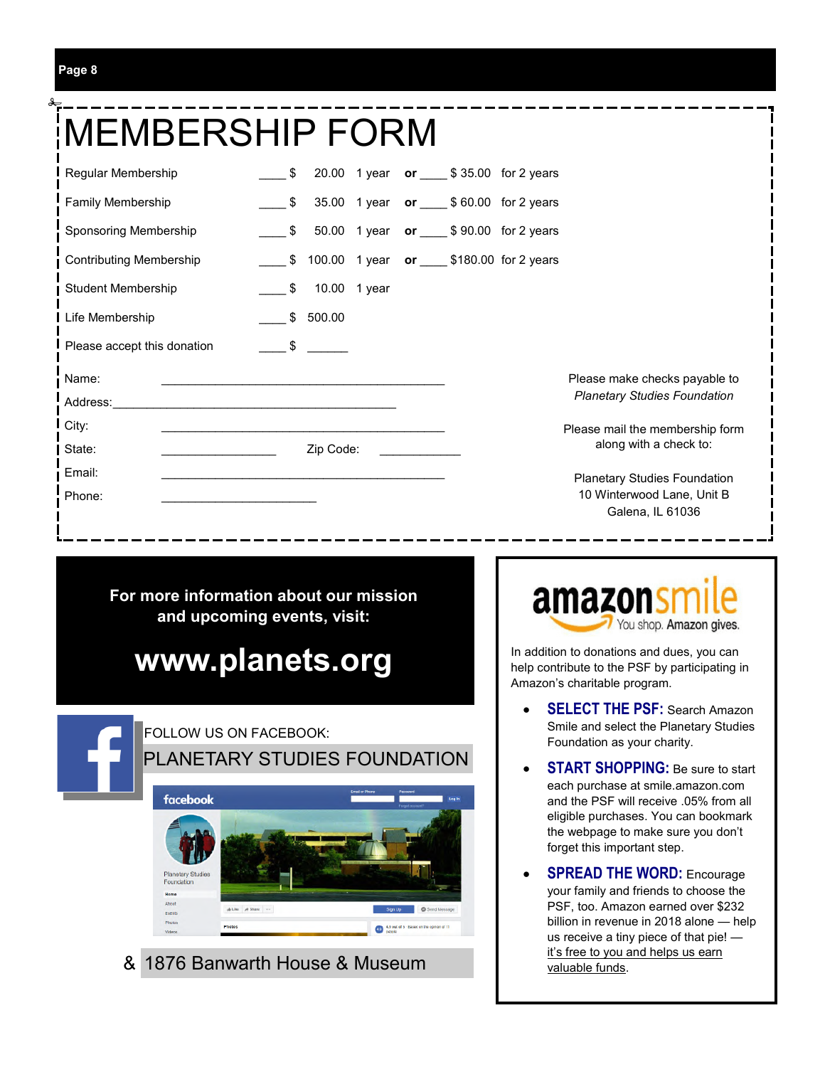# MEMBERSHIP FORM

| | | | | |
|---|---|---|---|---|
| Regular Membership | ____ $ 20.00 | 1 year | **or** ____ $ 35.00 | for 2 years |
| Family Membership | ____ $ 35.00 | 1 year | **or** ____ $ 60.00 | for 2 years |
| Sponsoring Membership | ____ $ 50.00 | 1 year | **or** ____ $ 90.00 | for 2 years |
| Contributing Membership | ____ $ 100.00 | 1 year | **or** ____ $180.00 | for 2 years |
| Student Membership | ____ $ 10.00 | 1 year | | |
| Life Membership | ____ $ 500.00 | | | |
| Please accept this donation | ____ $ ______ | | | |

Name: ________________________________________

Address: ________________________________________

City: ________________________________________

State: ________________ Zip Code: ____________

Email: ________________________________________

Phone: ______________________

Please make checks payable to
*Planetary Studies Foundation*

Please mail the membership form along with a check to:

Planetary Studies Foundation
10 Winterwood Lane, Unit B
Galena, IL 61036

**For more information about our mission and upcoming events, visit:**

## www.planets.org

FOLLOW US ON FACEBOOK:
PLANETARY STUDIES FOUNDATION

& 1876 Banwarth House & Museum

amazonsmile
You shop. Amazon gives.

In addition to donations and dues, you can help contribute to the PSF by participating in Amazon's charitable program.

- **SELECT THE PSF:** Search Amazon Smile and select the Planetary Studies Foundation as your charity.
- **START SHOPPING:** Be sure to start each purchase at smile.amazon.com and the PSF will receive .05% from all eligible purchases. You can bookmark the webpage to make sure you don't forget this important step.
- **SPREAD THE WORD:** Encourage your family and friends to choose the PSF, too. Amazon earned over $232 billion in revenue in 2018 alone — help us receive a tiny piece of that pie! — it's free to you and helps us earn valuable funds.